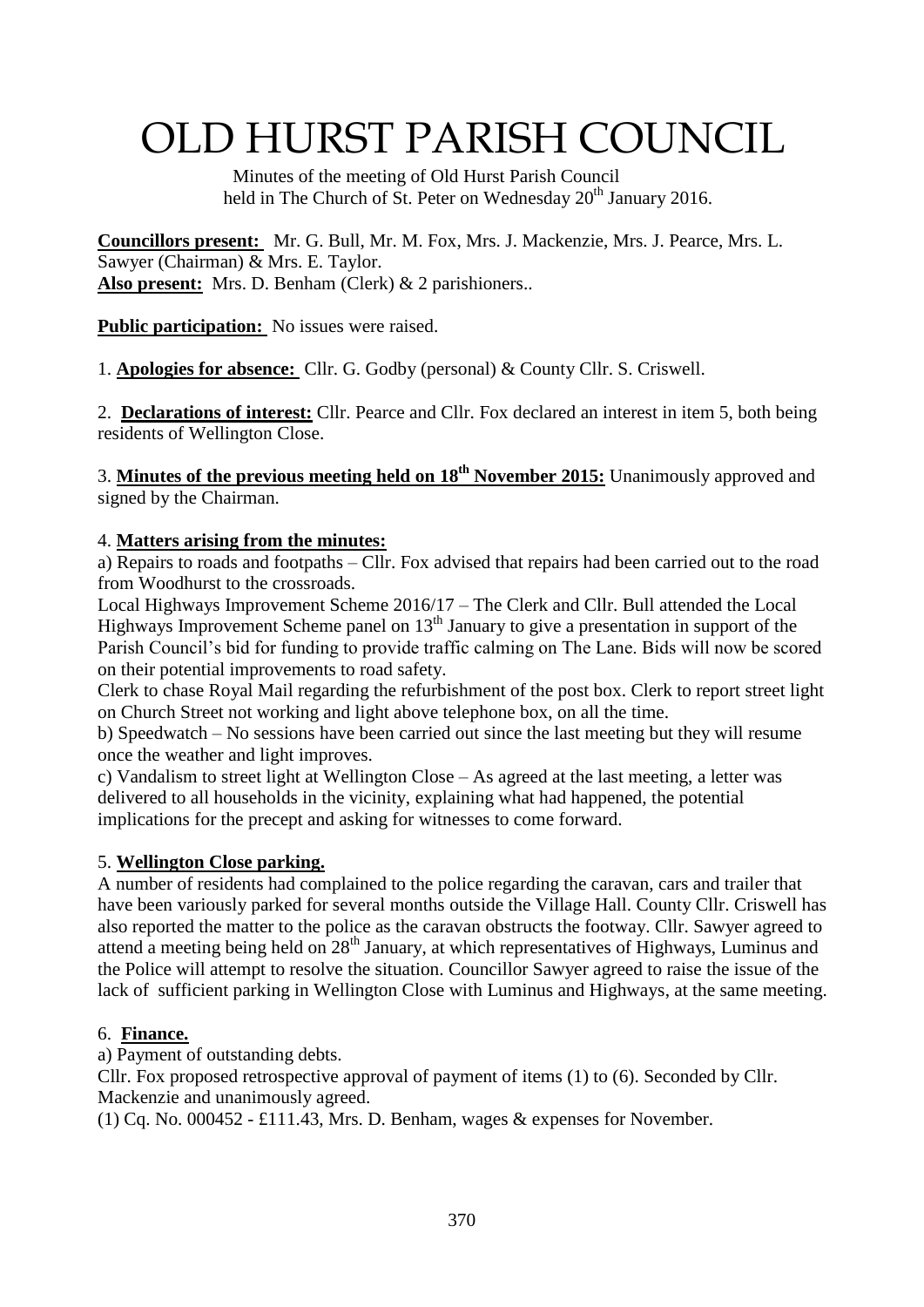# OLD HURST PARISH COUNCIL

Minutes of the meeting of Old Hurst Parish Council held in The Church of St. Peter on Wednesday 20th January 2016.

**Councillors present:** Mr. G. Bull, Mr. M. Fox, Mrs. J. Mackenzie, Mrs. J. Pearce, Mrs. L. Sawyer (Chairman) & Mrs. E. Taylor.
**Also present:** Mrs. D. Benham (Clerk) & 2 parishioners..

**Public participation:** No issues were raised.

1. **Apologies for absence:** Cllr. G. Godby (personal) & County Cllr. S. Criswell.

2. **Declarations of interest:** Cllr. Pearce and Cllr. Fox declared an interest in item 5, both being residents of Wellington Close.

3. **Minutes of the previous meeting held on 18th November 2015:** Unanimously approved and signed by the Chairman.

4. **Matters arising from the minutes:**

a) Repairs to roads and footpaths – Cllr. Fox advised that repairs had been carried out to the road from Woodhurst to the crossroads.

Local Highways Improvement Scheme 2016/17 – The Clerk and Cllr. Bull attended the Local Highways Improvement Scheme panel on 13th January to give a presentation in support of the Parish Council's bid for funding to provide traffic calming on The Lane. Bids will now be scored on their potential improvements to road safety.

Clerk to chase Royal Mail regarding the refurbishment of the post box. Clerk to report street light on Church Street not working and light above telephone box, on all the time.

b) Speedwatch – No sessions have been carried out since the last meeting but they will resume once the weather and light improves.

c) Vandalism to street light at Wellington Close – As agreed at the last meeting, a letter was delivered to all households in the vicinity, explaining what had happened, the potential implications for the precept and asking for witnesses to come forward.

5. **Wellington Close parking.**

A number of residents had complained to the police regarding the caravan, cars and trailer that have been variously parked for several months outside the Village Hall. County Cllr. Criswell has also reported the matter to the police as the caravan obstructs the footway. Cllr. Sawyer agreed to attend a meeting being held on 28th January, at which representatives of Highways, Luminus and the Police will attempt to resolve the situation. Councillor Sawyer agreed to raise the issue of the lack of sufficient parking in Wellington Close with Luminus and Highways, at the same meeting.

6. **Finance.**

a) Payment of outstanding debts.

Cllr. Fox proposed retrospective approval of payment of items (1) to (6). Seconded by Cllr. Mackenzie and unanimously agreed.

(1) Cq. No. 000452 - £111.43, Mrs. D. Benham, wages & expenses for November.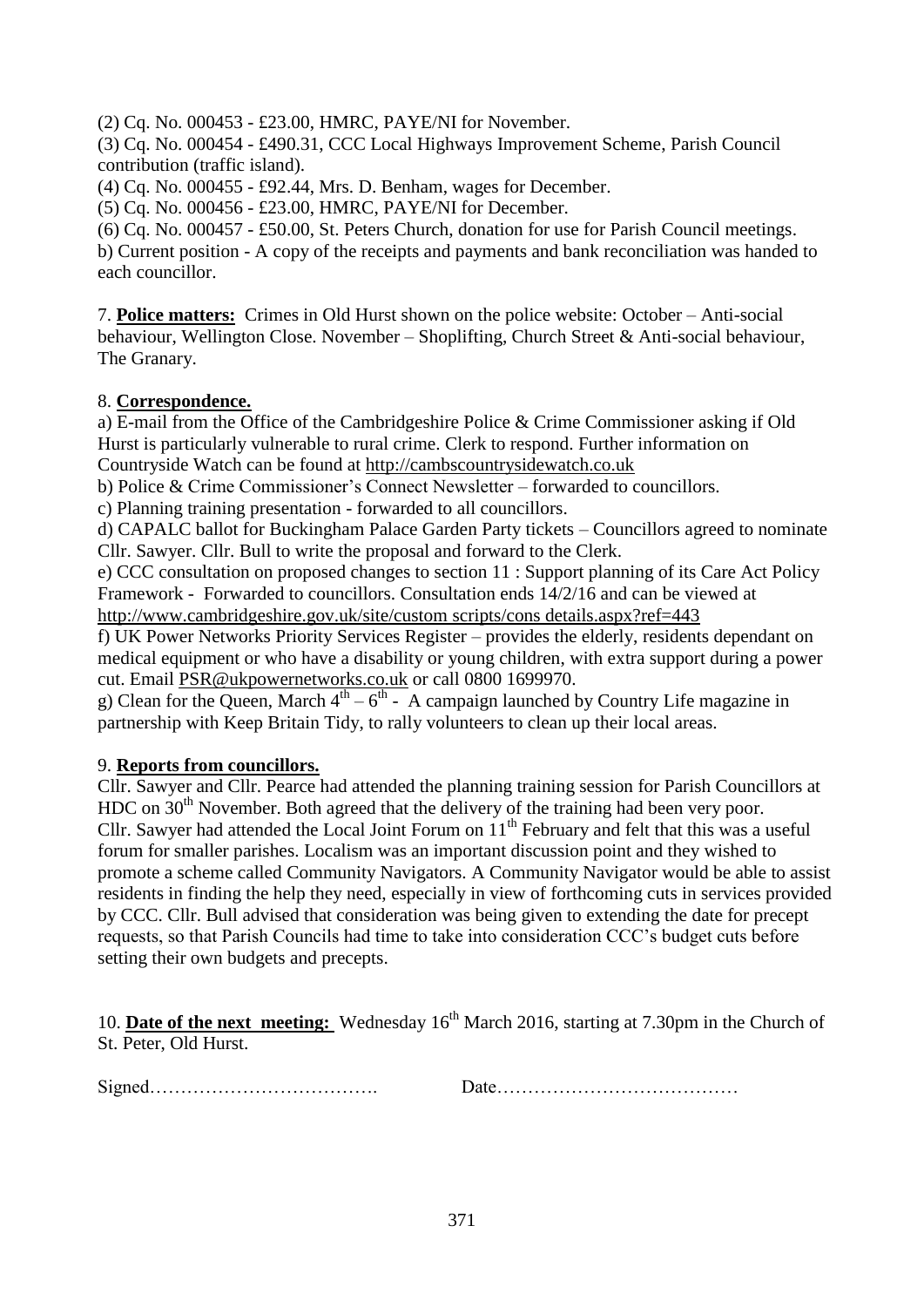(2) Cq. No. 000453 - £23.00, HMRC, PAYE/NI for November.
(3) Cq. No. 000454 - £490.31, CCC Local Highways Improvement Scheme, Parish Council contribution (traffic island).
(4) Cq. No. 000455 - £92.44, Mrs. D. Benham, wages for December.
(5) Cq. No. 000456 - £23.00, HMRC, PAYE/NI for December.
(6) Cq. No. 000457 - £50.00, St. Peters Church, donation for use for Parish Council meetings.
b) Current position - A copy of the receipts and payments and bank reconciliation was handed to each councillor.

7. **Police matters:** Crimes in Old Hurst shown on the police website: October – Anti-social behaviour, Wellington Close. November – Shoplifting, Church Street & Anti-social behaviour, The Granary.

8. **Correspondence.**

a) E-mail from the Office of the Cambridgeshire Police & Crime Commissioner asking if Old Hurst is particularly vulnerable to rural crime. Clerk to respond. Further information on Countryside Watch can be found at http://cambscountrysidewatch.co.uk
b) Police & Crime Commissioner's Connect Newsletter – forwarded to councillors.
c) Planning training presentation - forwarded to all councillors.
d) CAPALC ballot for Buckingham Palace Garden Party tickets – Councillors agreed to nominate Cllr. Sawyer. Cllr. Bull to write the proposal and forward to the Clerk.
e) CCC consultation on proposed changes to section 11 : Support planning of its Care Act Policy Framework - Forwarded to councillors. Consultation ends 14/2/16 and can be viewed at http://www.cambridgeshire.gov.uk/site/custom scripts/cons details.aspx?ref=443
f) UK Power Networks Priority Services Register – provides the elderly, residents dependant on medical equipment or who have a disability or young children, with extra support during a power cut. Email PSR@ukpowernetworks.co.uk or call 0800 1699970.
g) Clean for the Queen, March 4th – 6th - A campaign launched by Country Life magazine in partnership with Keep Britain Tidy, to rally volunteers to clean up their local areas.

9. **Reports from councillors.**

Cllr. Sawyer and Cllr. Pearce had attended the planning training session for Parish Councillors at HDC on 30th November. Both agreed that the delivery of the training had been very poor.
Cllr. Sawyer had attended the Local Joint Forum on 11th February and felt that this was a useful forum for smaller parishes. Localism was an important discussion point and they wished to promote a scheme called Community Navigators. A Community Navigator would be able to assist residents in finding the help they need, especially in view of forthcoming cuts in services provided by CCC. Cllr. Bull advised that consideration was being given to extending the date for precept requests, so that Parish Councils had time to take into consideration CCC's budget cuts before setting their own budgets and precepts.

10. **Date of the next meeting:** Wednesday 16th March 2016, starting at 7.30pm in the Church of St. Peter, Old Hurst.

Signed………………………………. Date…………………………………